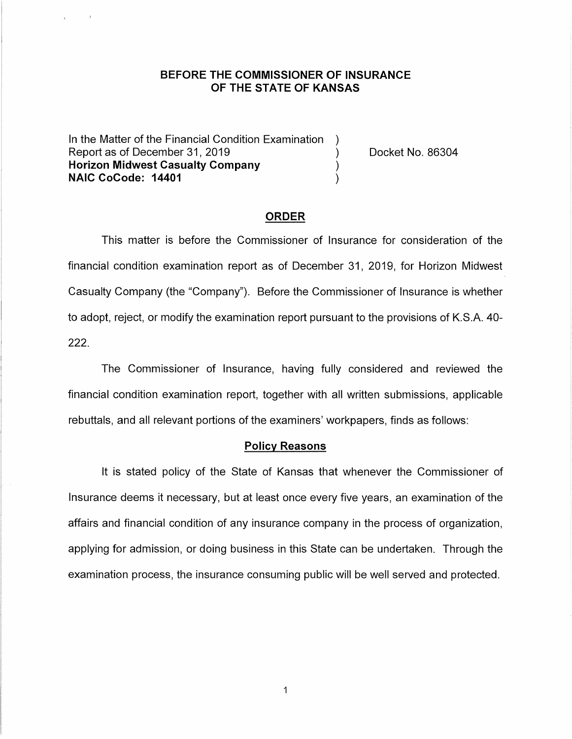**BEFORE THE COMMISSIONER OF INSURANCE**
**OF THE STATE OF KANSAS**

In the Matter of the Financial Condition Examination )
Report as of December 31, 2019 ) Docket No. 86304
**Horizon Midwest Casualty Company** )
**NAIC CoCode: 14401** )

## ORDER

This matter is before the Commissioner of Insurance for consideration of the financial condition examination report as of December 31, 2019, for Horizon Midwest Casualty Company (the "Company"). Before the Commissioner of Insurance is whether to adopt, reject, or modify the examination report pursuant to the provisions of K.S.A. 40-222.

The Commissioner of Insurance, having fully considered and reviewed the financial condition examination report, together with all written submissions, applicable rebuttals, and all relevant portions of the examiners' workpapers, finds as follows:

### Policy Reasons

It is stated policy of the State of Kansas that whenever the Commissioner of Insurance deems it necessary, but at least once every five years, an examination of the affairs and financial condition of any insurance company in the process of organization, applying for admission, or doing business in this State can be undertaken. Through the examination process, the insurance consuming public will be well served and protected.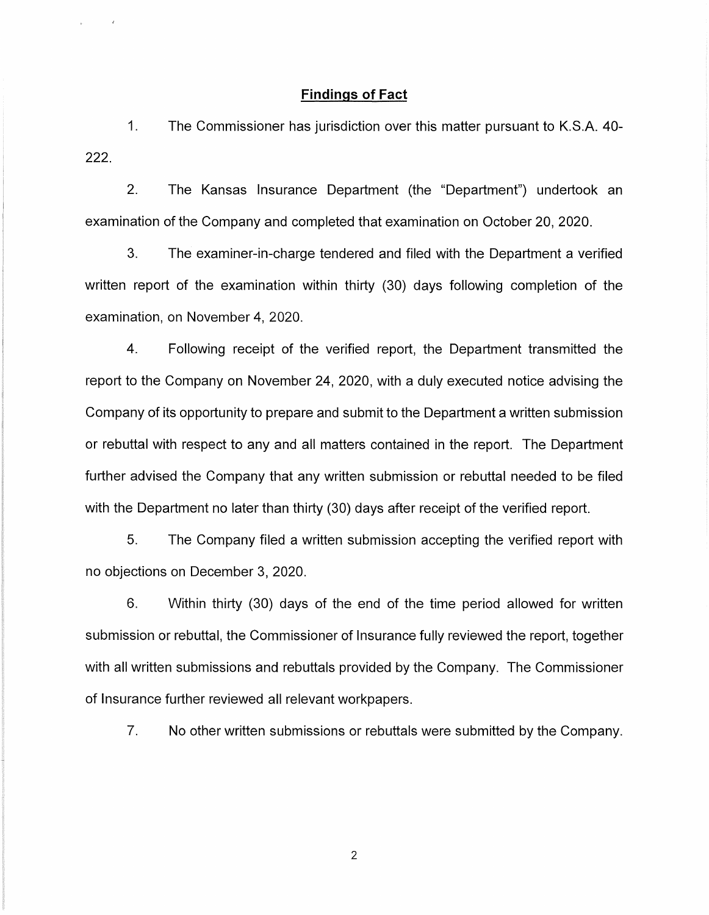## Findings of Fact

1. The Commissioner has jurisdiction over this matter pursuant to K.S.A. 40-222.

2. The Kansas Insurance Department (the "Department") undertook an examination of the Company and completed that examination on October 20, 2020.

3. The examiner-in-charge tendered and filed with the Department a verified written report of the examination within thirty (30) days following completion of the examination, on November 4, 2020.

4. Following receipt of the verified report, the Department transmitted the report to the Company on November 24, 2020, with a duly executed notice advising the Company of its opportunity to prepare and submit to the Department a written submission or rebuttal with respect to any and all matters contained in the report. The Department further advised the Company that any written submission or rebuttal needed to be filed with the Department no later than thirty (30) days after receipt of the verified report.

5. The Company filed a written submission accepting the verified report with no objections on December 3, 2020.

6. Within thirty (30) days of the end of the time period allowed for written submission or rebuttal, the Commissioner of Insurance fully reviewed the report, together with all written submissions and rebuttals provided by the Company. The Commissioner of Insurance further reviewed all relevant workpapers.

7. No other written submissions or rebuttals were submitted by the Company.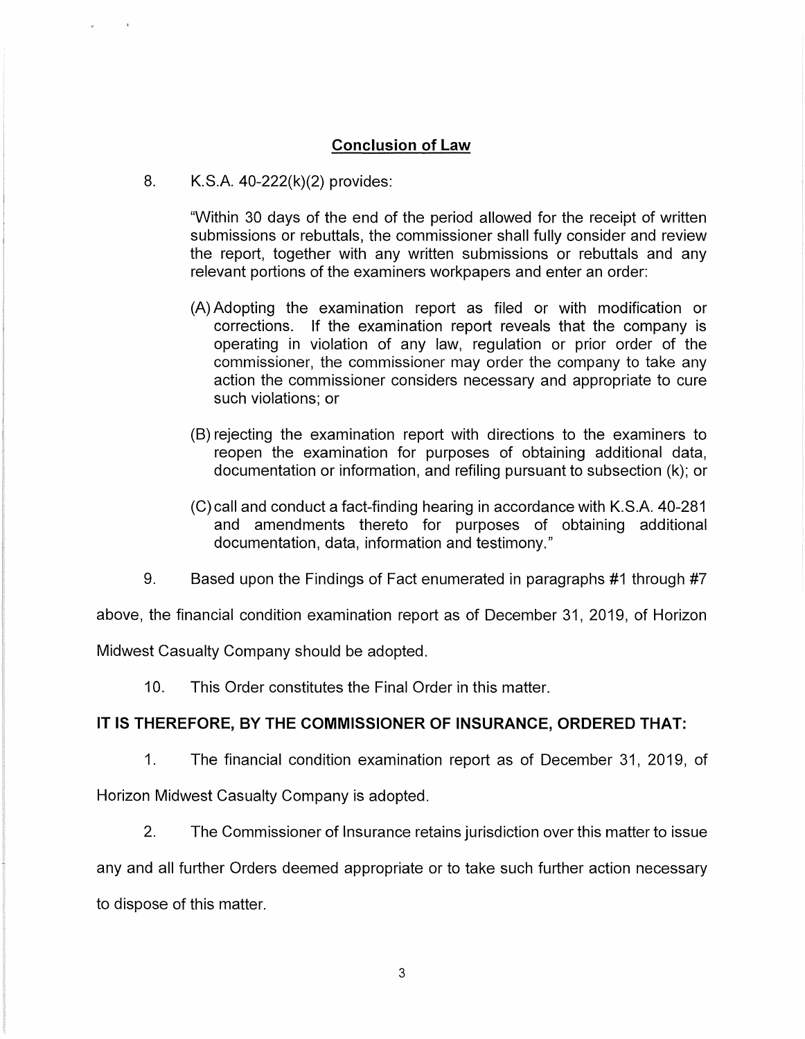## Conclusion of Law

8. K.S.A. 40-222(k)(2) provides:

> "Within 30 days of the end of the period allowed for the receipt of written submissions or rebuttals, the commissioner shall fully consider and review the report, together with any written submissions or rebuttals and any relevant portions of the examiners workpapers and enter an order:
>
> (A) Adopting the examination report as filed or with modification or corrections. If the examination report reveals that the company is operating in violation of any law, regulation or prior order of the commissioner, the commissioner may order the company to take any action the commissioner considers necessary and appropriate to cure such violations; or
>
> (B) rejecting the examination report with directions to the examiners to reopen the examination for purposes of obtaining additional data, documentation or information, and refiling pursuant to subsection (k); or
>
> (C) call and conduct a fact-finding hearing in accordance with K.S.A. 40-281 and amendments thereto for purposes of obtaining additional documentation, data, information and testimony."

9. Based upon the Findings of Fact enumerated in paragraphs #1 through #7 above, the financial condition examination report as of December 31, 2019, of Horizon Midwest Casualty Company should be adopted.

10. This Order constitutes the Final Order in this matter.

**IT IS THEREFORE, BY THE COMMISSIONER OF INSURANCE, ORDERED THAT:**

1. The financial condition examination report as of December 31, 2019, of Horizon Midwest Casualty Company is adopted.

2. The Commissioner of Insurance retains jurisdiction over this matter to issue any and all further Orders deemed appropriate or to take such further action necessary to dispose of this matter.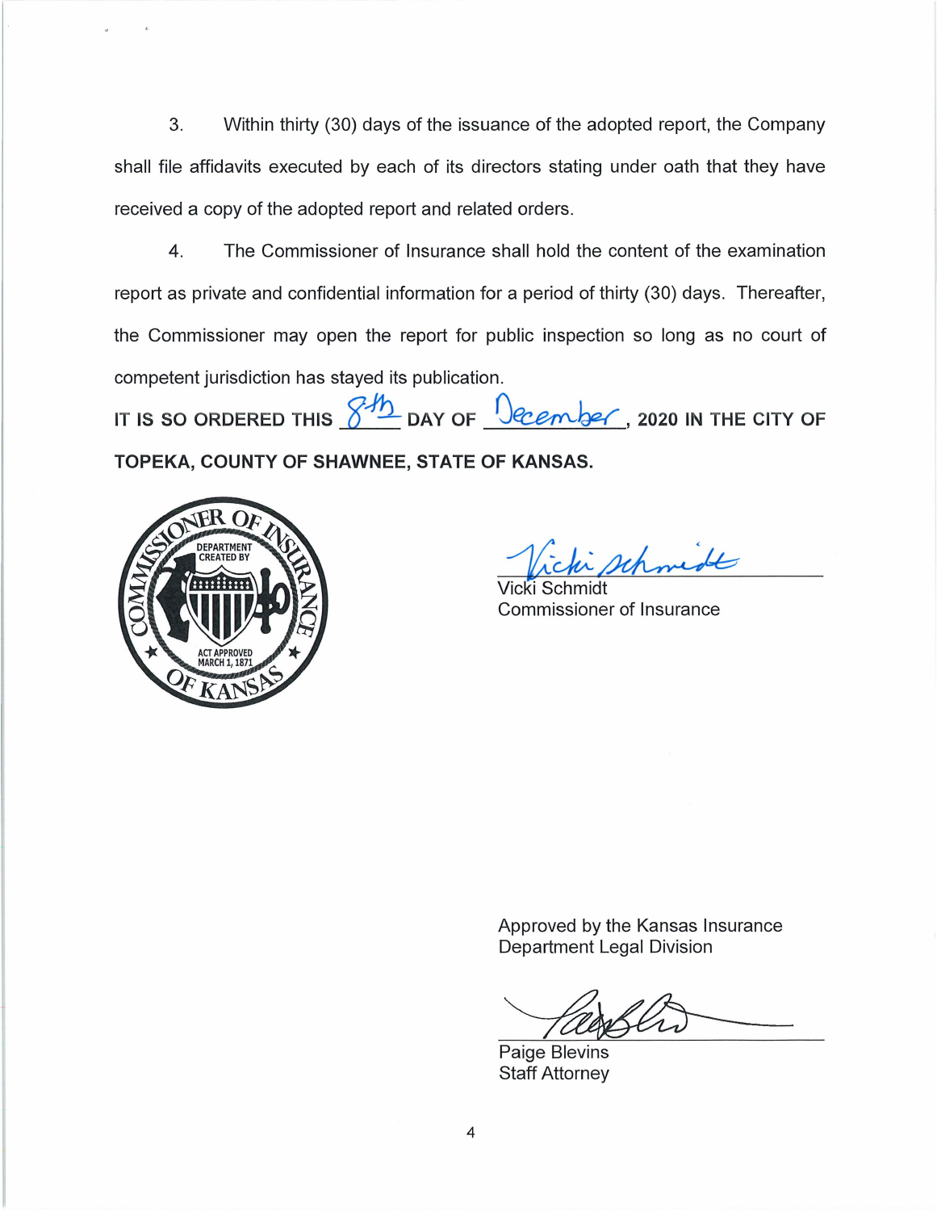3. Within thirty (30) days of the issuance of the adopted report, the Company shall file affidavits executed by each of its directors stating under oath that they have received a copy of the adopted report and related orders.

4. The Commissioner of Insurance shall hold the content of the examination report as private and confidential information for a period of thirty (30) days. Thereafter, the Commissioner may open the report for public inspection so long as no court of competent jurisdiction has stayed its publication.

**IT IS SO ORDERED THIS 8th DAY OF December, 2020 IN THE CITY OF TOPEKA, COUNTY OF SHAWNEE, STATE OF KANSAS.**

COMMISSIONER OF INSURANCE OF KANSAS
DEPARTMENT CREATED BY ACT APPROVED MARCH 1, 1871

Vicki Schmidt
Commissioner of Insurance

Approved by the Kansas Insurance Department Legal Division

Paige Blevins
Staff Attorney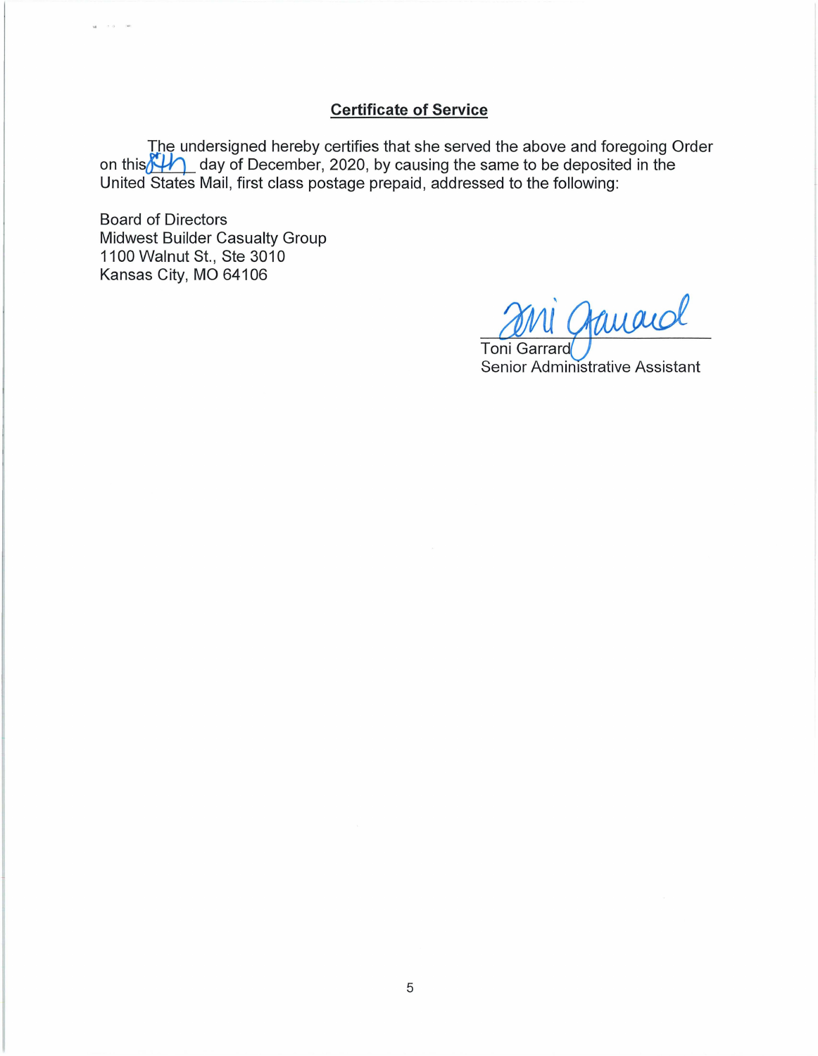## Certificate of Service

The undersigned hereby certifies that she served the above and foregoing Order on this 8th day of December, 2020, by causing the same to be deposited in the United States Mail, first class postage prepaid, addressed to the following:

Board of Directors
Midwest Builder Casualty Group
1100 Walnut St., Ste 3010
Kansas City, MO 64106

Toni Garrard
Senior Administrative Assistant